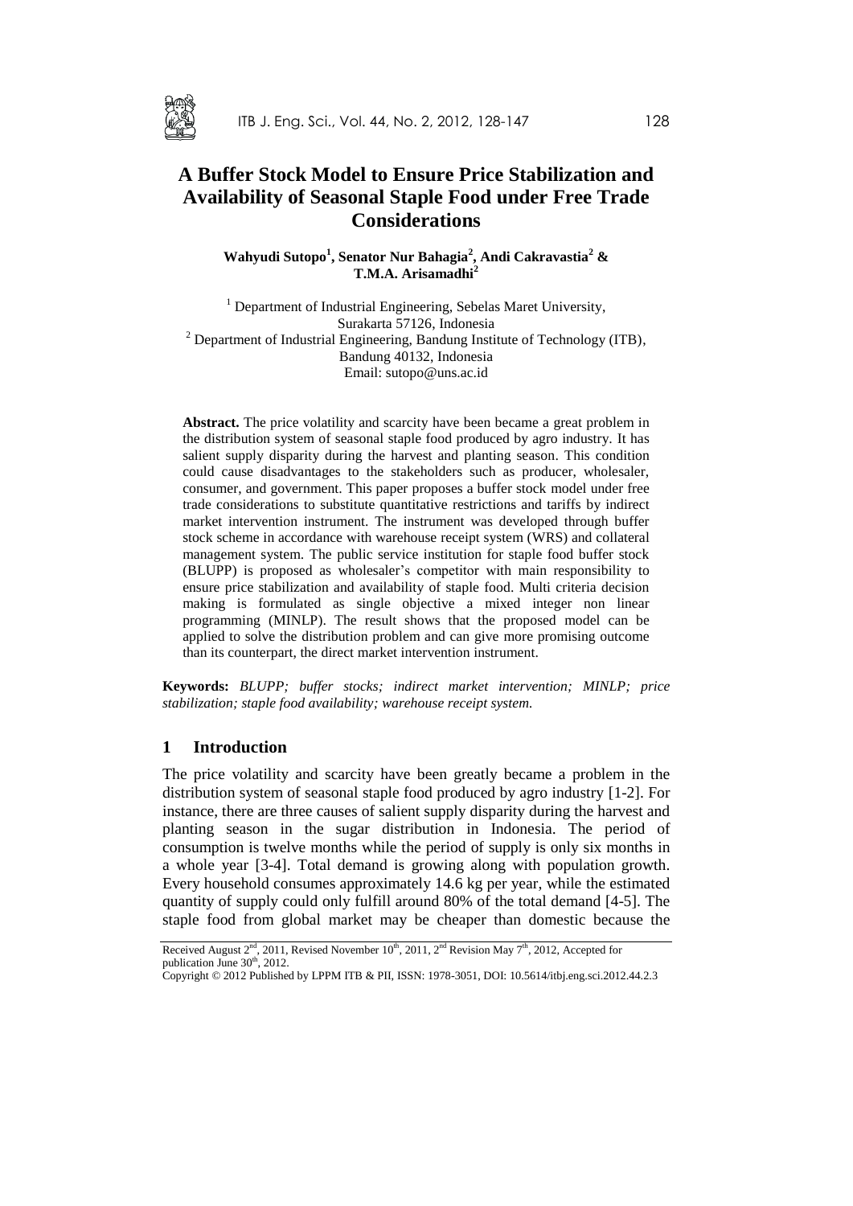# A Buffer Stock Model to Ensure Price Stabilization and Availability of Seasonal Staple Food under Free Trade Considerations

**Wahyudi Sutopo[1], Senator Nur Bahagia[2], Andi Cakravastia[2] & T.M.A. Arisamadhi[2]**

[1] Department of Industrial Engineering, Sebelas Maret University, Surakarta 57126, Indonesia
[2] Department of Industrial Engineering, Bandung Institute of Technology (ITB), Bandung 40132, Indonesia
Email: sutopo@uns.ac.id

**Abstract.** The price volatility and scarcity have been became a great problem in the distribution system of seasonal staple food produced by agro industry. It has salient supply disparity during the harvest and planting season. This condition could cause disadvantages to the stakeholders such as producer, wholesaler, consumer, and government. This paper proposes a buffer stock model under free trade considerations to substitute quantitative restrictions and tariffs by indirect market intervention instrument. The instrument was developed through buffer stock scheme in accordance with warehouse receipt system (WRS) and collateral management system. The public service institution for staple food buffer stock (BLUPP) is proposed as wholesaler's competitor with main responsibility to ensure price stabilization and availability of staple food. Multi criteria decision making is formulated as single objective a mixed integer non linear programming (MINLP). The result shows that the proposed model can be applied to solve the distribution problem and can give more promising outcome than its counterpart, the direct market intervention instrument.

**Keywords:** *BLUPP; buffer stocks; indirect market intervention; MINLP; price stabilization; staple food availability; warehouse receipt system.*

## 1 Introduction

The price volatility and scarcity have been greatly became a problem in the distribution system of seasonal staple food produced by agro industry [1-2]. For instance, there are three causes of salient supply disparity during the harvest and planting season in the sugar distribution in Indonesia. The period of consumption is twelve months while the period of supply is only six months in a whole year [3-4]. Total demand is growing along with population growth. Every household consumes approximately 14.6 kg per year, while the estimated quantity of supply could only fulfill around 80% of the total demand [4-5]. The staple food from global market may be cheaper than domestic because the

Received August 2nd, 2011, Revised November 10th, 2011, 2nd Revision May 7th, 2012, Accepted for publication June 30th, 2012.
Copyright © 2012 Published by LPPM ITB & PII, ISSN: 1978-3051, DOI: 10.5614/itbj.eng.sci.2012.44.2.3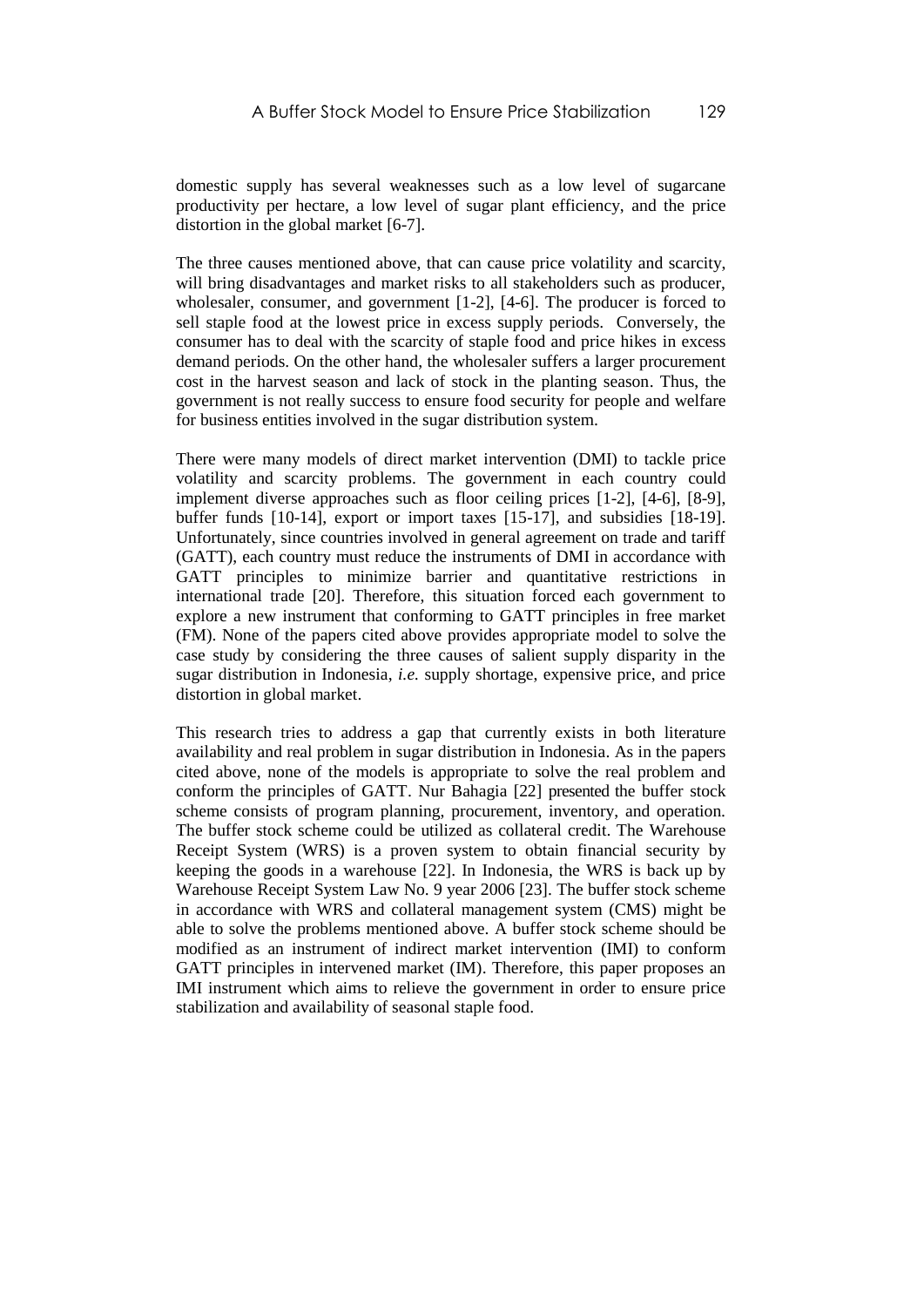domestic supply has several weaknesses such as a low level of sugarcane productivity per hectare, a low level of sugar plant efficiency, and the price distortion in the global market [6-7].

The three causes mentioned above, that can cause price volatility and scarcity, will bring disadvantages and market risks to all stakeholders such as producer, wholesaler, consumer, and government [1-2], [4-6]. The producer is forced to sell staple food at the lowest price in excess supply periods. Conversely, the consumer has to deal with the scarcity of staple food and price hikes in excess demand periods. On the other hand, the wholesaler suffers a larger procurement cost in the harvest season and lack of stock in the planting season. Thus, the government is not really success to ensure food security for people and welfare for business entities involved in the sugar distribution system.

There were many models of direct market intervention (DMI) to tackle price volatility and scarcity problems. The government in each country could implement diverse approaches such as floor ceiling prices [1-2], [4-6], [8-9], buffer funds [10-14], export or import taxes [15-17], and subsidies [18-19]. Unfortunately, since countries involved in general agreement on trade and tariff (GATT), each country must reduce the instruments of DMI in accordance with GATT principles to minimize barrier and quantitative restrictions in international trade [20]. Therefore, this situation forced each government to explore a new instrument that conforming to GATT principles in free market (FM). None of the papers cited above provides appropriate model to solve the case study by considering the three causes of salient supply disparity in the sugar distribution in Indonesia, *i.e.* supply shortage, expensive price, and price distortion in global market.

This research tries to address a gap that currently exists in both literature availability and real problem in sugar distribution in Indonesia. As in the papers cited above, none of the models is appropriate to solve the real problem and conform the principles of GATT. Nur Bahagia [22] presented the buffer stock scheme consists of program planning, procurement, inventory, and operation. The buffer stock scheme could be utilized as collateral credit. The Warehouse Receipt System (WRS) is a proven system to obtain financial security by keeping the goods in a warehouse [22]. In Indonesia, the WRS is back up by Warehouse Receipt System Law No. 9 year 2006 [23]. The buffer stock scheme in accordance with WRS and collateral management system (CMS) might be able to solve the problems mentioned above. A buffer stock scheme should be modified as an instrument of indirect market intervention (IMI) to conform GATT principles in intervened market (IM). Therefore, this paper proposes an IMI instrument which aims to relieve the government in order to ensure price stabilization and availability of seasonal staple food.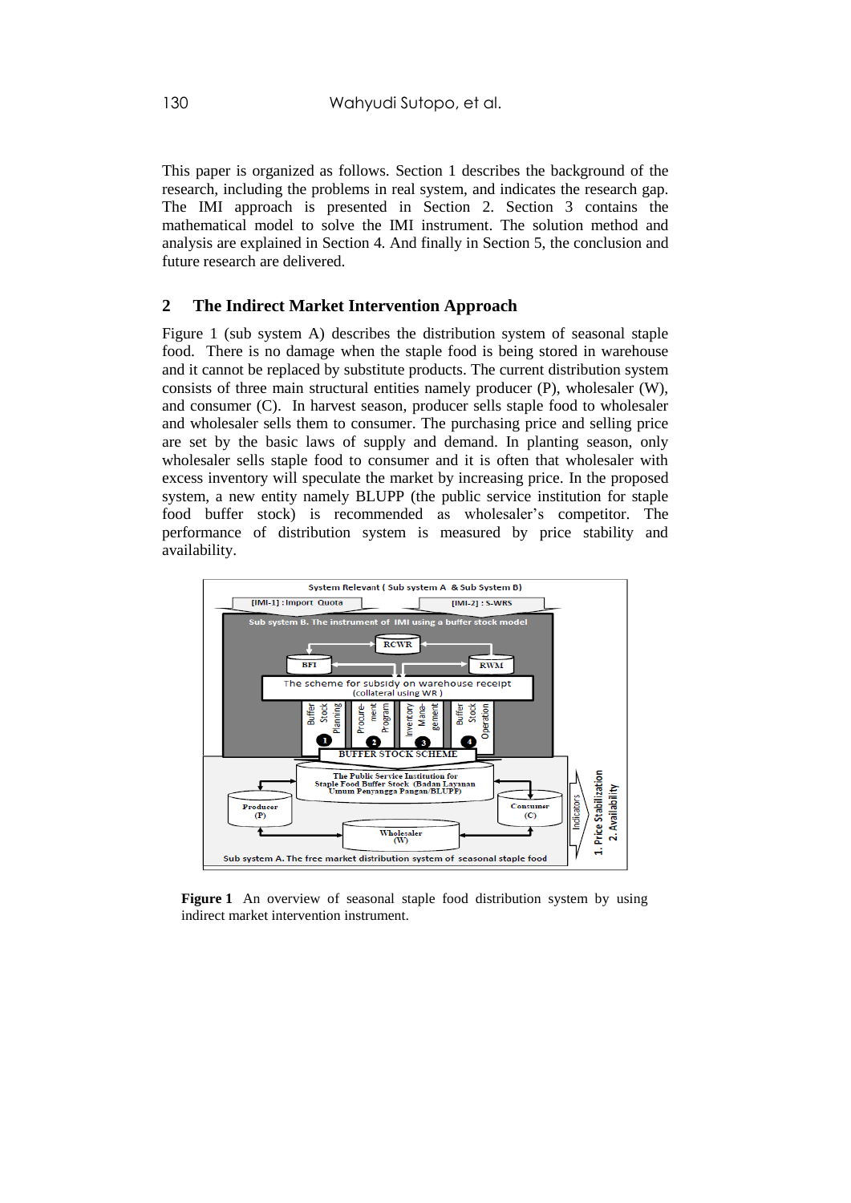This paper is organized as follows. Section 1 describes the background of the research, including the problems in real system, and indicates the research gap. The IMI approach is presented in Section 2. Section 3 contains the mathematical model to solve the IMI instrument. The solution method and analysis are explained in Section 4. And finally in Section 5, the conclusion and future research are delivered.

## 2 The Indirect Market Intervention Approach

Figure 1 (sub system A) describes the distribution system of seasonal staple food. There is no damage when the staple food is being stored in warehouse and it cannot be replaced by substitute products. The current distribution system consists of three main structural entities namely producer (P), wholesaler (W), and consumer (C). In harvest season, producer sells staple food to wholesaler and wholesaler sells them to consumer. The purchasing price and selling price are set by the basic laws of supply and demand. In planting season, only wholesaler sells staple food to consumer and it is often that wholesaler with excess inventory will speculate the market by increasing price. In the proposed system, a new entity namely BLUPP (the public service institution for staple food buffer stock) is recommended as wholesaler's competitor. The performance of distribution system is measured by price stability and availability.

**Figure 1** An overview of seasonal staple food distribution system by using indirect market intervention instrument.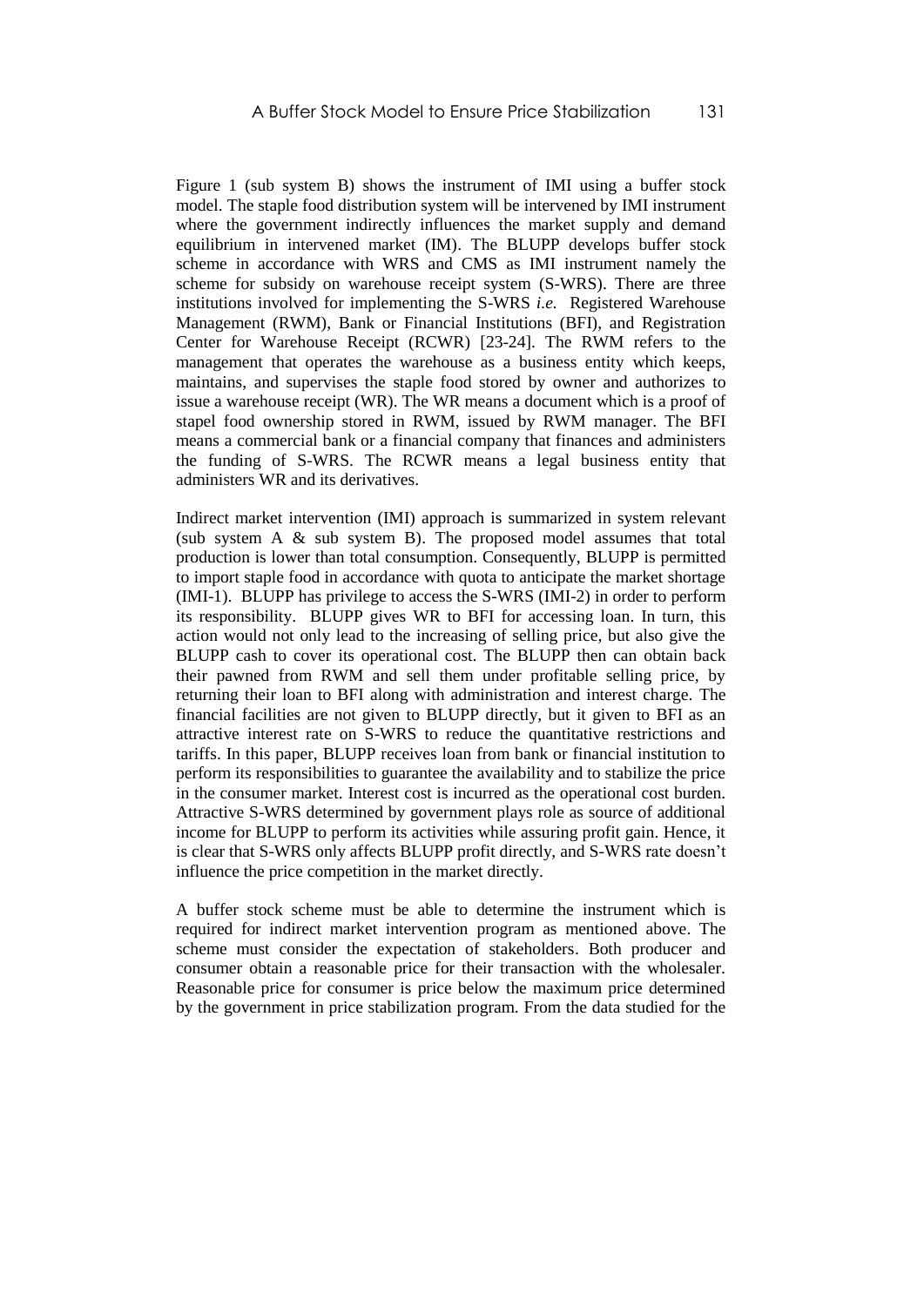Figure 1 (sub system B) shows the instrument of IMI using a buffer stock model. The staple food distribution system will be intervened by IMI instrument where the government indirectly influences the market supply and demand equilibrium in intervened market (IM). The BLUPP develops buffer stock scheme in accordance with WRS and CMS as IMI instrument namely the scheme for subsidy on warehouse receipt system (S-WRS). There are three institutions involved for implementing the S-WRS *i.e.* Registered Warehouse Management (RWM), Bank or Financial Institutions (BFI), and Registration Center for Warehouse Receipt (RCWR) [23-24]. The RWM refers to the management that operates the warehouse as a business entity which keeps, maintains, and supervises the staple food stored by owner and authorizes to issue a warehouse receipt (WR). The WR means a document which is a proof of stapel food ownership stored in RWM, issued by RWM manager. The BFI means a commercial bank or a financial company that finances and administers the funding of S-WRS. The RCWR means a legal business entity that administers WR and its derivatives.

Indirect market intervention (IMI) approach is summarized in system relevant (sub system A & sub system B). The proposed model assumes that total production is lower than total consumption. Consequently, BLUPP is permitted to import staple food in accordance with quota to anticipate the market shortage (IMI-1). BLUPP has privilege to access the S-WRS (IMI-2) in order to perform its responsibility. BLUPP gives WR to BFI for accessing loan. In turn, this action would not only lead to the increasing of selling price, but also give the BLUPP cash to cover its operational cost. The BLUPP then can obtain back their pawned from RWM and sell them under profitable selling price, by returning their loan to BFI along with administration and interest charge. The financial facilities are not given to BLUPP directly, but it given to BFI as an attractive interest rate on S-WRS to reduce the quantitative restrictions and tariffs. In this paper, BLUPP receives loan from bank or financial institution to perform its responsibilities to guarantee the availability and to stabilize the price in the consumer market. Interest cost is incurred as the operational cost burden. Attractive S-WRS determined by government plays role as source of additional income for BLUPP to perform its activities while assuring profit gain. Hence, it is clear that S-WRS only affects BLUPP profit directly, and S-WRS rate doesn't influence the price competition in the market directly.

A buffer stock scheme must be able to determine the instrument which is required for indirect market intervention program as mentioned above. The scheme must consider the expectation of stakeholders. Both producer and consumer obtain a reasonable price for their transaction with the wholesaler. Reasonable price for consumer is price below the maximum price determined by the government in price stabilization program. From the data studied for the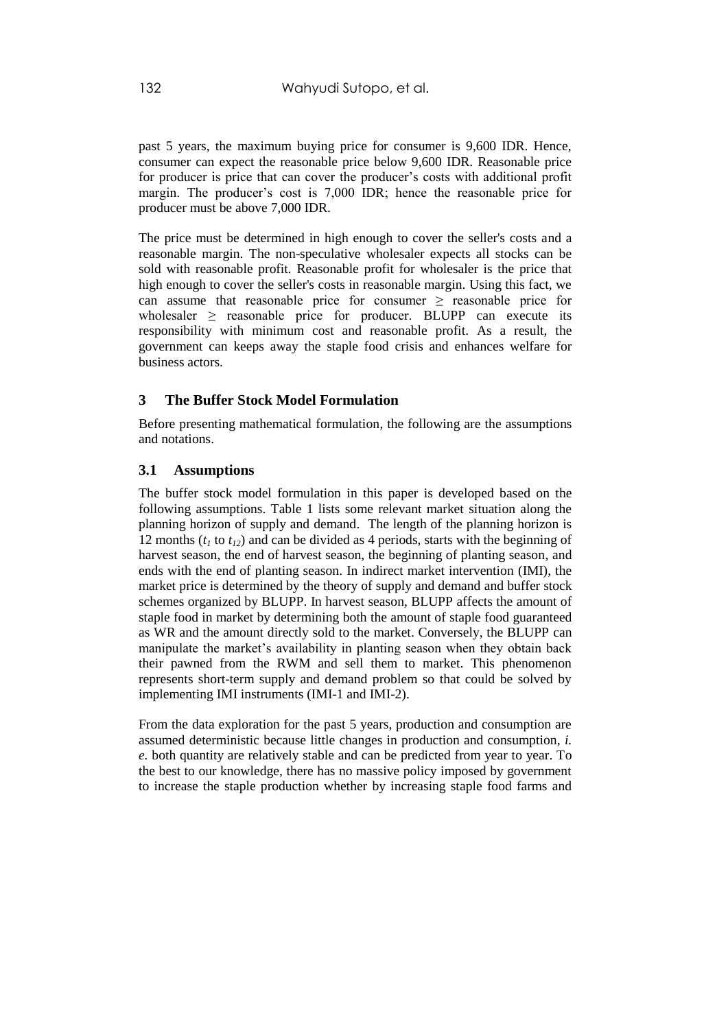past 5 years, the maximum buying price for consumer is 9,600 IDR. Hence, consumer can expect the reasonable price below 9,600 IDR. Reasonable price for producer is price that can cover the producer's costs with additional profit margin. The producer's cost is 7,000 IDR; hence the reasonable price for producer must be above 7,000 IDR.

The price must be determined in high enough to cover the seller's costs and a reasonable margin. The non-speculative wholesaler expects all stocks can be sold with reasonable profit. Reasonable profit for wholesaler is the price that high enough to cover the seller's costs in reasonable margin. Using this fact, we can assume that reasonable price for consumer $\geq$ reasonable price for wholesaler $\geq$ reasonable price for producer. BLUPP can execute its responsibility with minimum cost and reasonable profit. As a result, the government can keeps away the staple food crisis and enhances welfare for business actors.

## 3 The Buffer Stock Model Formulation

Before presenting mathematical formulation, the following are the assumptions and notations.

### 3.1 Assumptions

The buffer stock model formulation in this paper is developed based on the following assumptions. Table 1 lists some relevant market situation along the planning horizon of supply and demand. The length of the planning horizon is 12 months ($t_1$ to $t_{12}$) and can be divided as 4 periods, starts with the beginning of harvest season, the end of harvest season, the beginning of planting season, and ends with the end of planting season. In indirect market intervention (IMI), the market price is determined by the theory of supply and demand and buffer stock schemes organized by BLUPP. In harvest season, BLUPP affects the amount of staple food in market by determining both the amount of staple food guaranteed as WR and the amount directly sold to the market. Conversely, the BLUPP can manipulate the market's availability in planting season when they obtain back their pawned from the RWM and sell them to market. This phenomenon represents short-term supply and demand problem so that could be solved by implementing IMI instruments (IMI-1 and IMI-2).

From the data exploration for the past 5 years, production and consumption are assumed deterministic because little changes in production and consumption, *i. e.* both quantity are relatively stable and can be predicted from year to year. To the best to our knowledge, there has no massive policy imposed by government to increase the staple production whether by increasing staple food farms and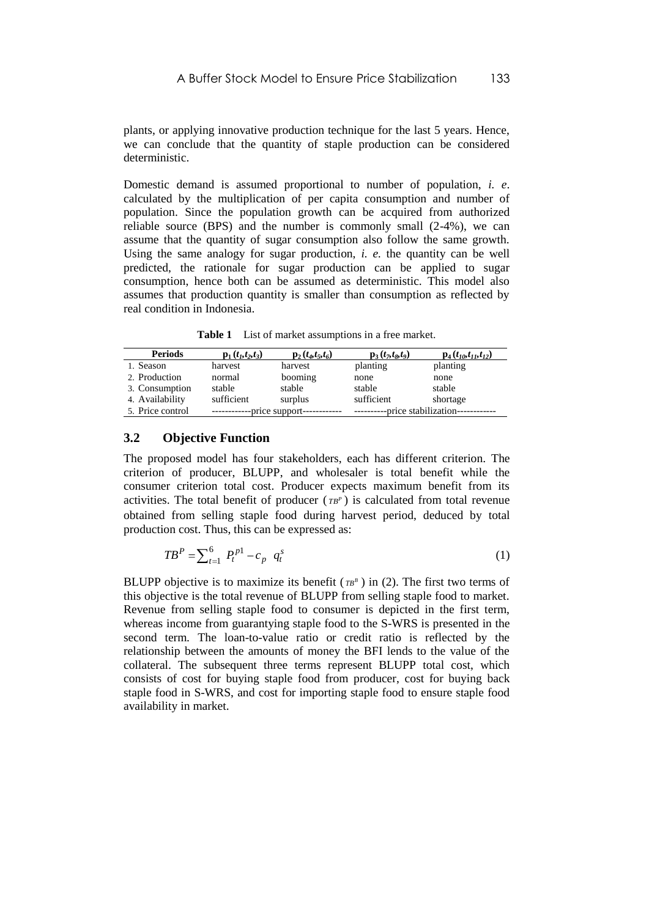plants, or applying innovative production technique for the last 5 years. Hence, we can conclude that the quantity of staple production can be considered deterministic.

Domestic demand is assumed proportional to number of population, *i. e.* calculated by the multiplication of per capita consumption and number of population. Since the population growth can be acquired from authorized reliable source (BPS) and the number is commonly small (2-4%), we can assume that the quantity of sugar consumption also follow the same growth. Using the same analogy for sugar production, *i. e.* the quantity can be well predicted, the rationale for sugar production can be applied to sugar consumption, hence both can be assumed as deterministic. This model also assumes that production quantity is smaller than consumption as reflected by real condition in Indonesia.

**Table 1** List of market assumptions in a free market.

| Periods | $p_1\,(t_1,t_2,t_3)$ | $p_2\,(t_4,t_5,t_6)$ | $p_3\,(t_7,t_8,t_9)$ | $p_4\,(t_{10},t_{11},t_{12})$ |
|---|---|---|---|---|
| 1. Season | harvest | harvest | planting | planting |
| 2. Production | normal | booming | none | none |
| 3. Consumption | stable | stable | stable | stable |
| 4. Availability | sufficient | surplus | sufficient | shortage |
| 5. Price control | ------------price support------------ | | ----------price stabilization------------ | |

### 3.2 Objective Function

The proposed model has four stakeholders, each has different criterion. The criterion of producer, BLUPP, and wholesaler is total benefit while the consumer criterion total cost. Producer expects maximum benefit from its activities. The total benefit of producer ($TB^P$) is calculated from total revenue obtained from selling staple food during harvest period, deduced by total production cost. Thus, this can be expressed as:

$$TB^P = \sum_{t=1}^{6} \left( P_t^{p1} - c_p \right) q_t^s \tag{1}$$

BLUPP objective is to maximize its benefit ($TB^B$) in (2). The first two terms of this objective is the total revenue of BLUPP from selling staple food to market. Revenue from selling staple food to consumer is depicted in the first term, whereas income from guarantying staple food to the S-WRS is presented in the second term. The loan-to-value ratio or credit ratio is reflected by the relationship between the amounts of money the BFI lends to the value of the collateral. The subsequent three terms represent BLUPP total cost, which consists of cost for buying staple food from producer, cost for buying back staple food in S-WRS, and cost for importing staple food to ensure staple food availability in market.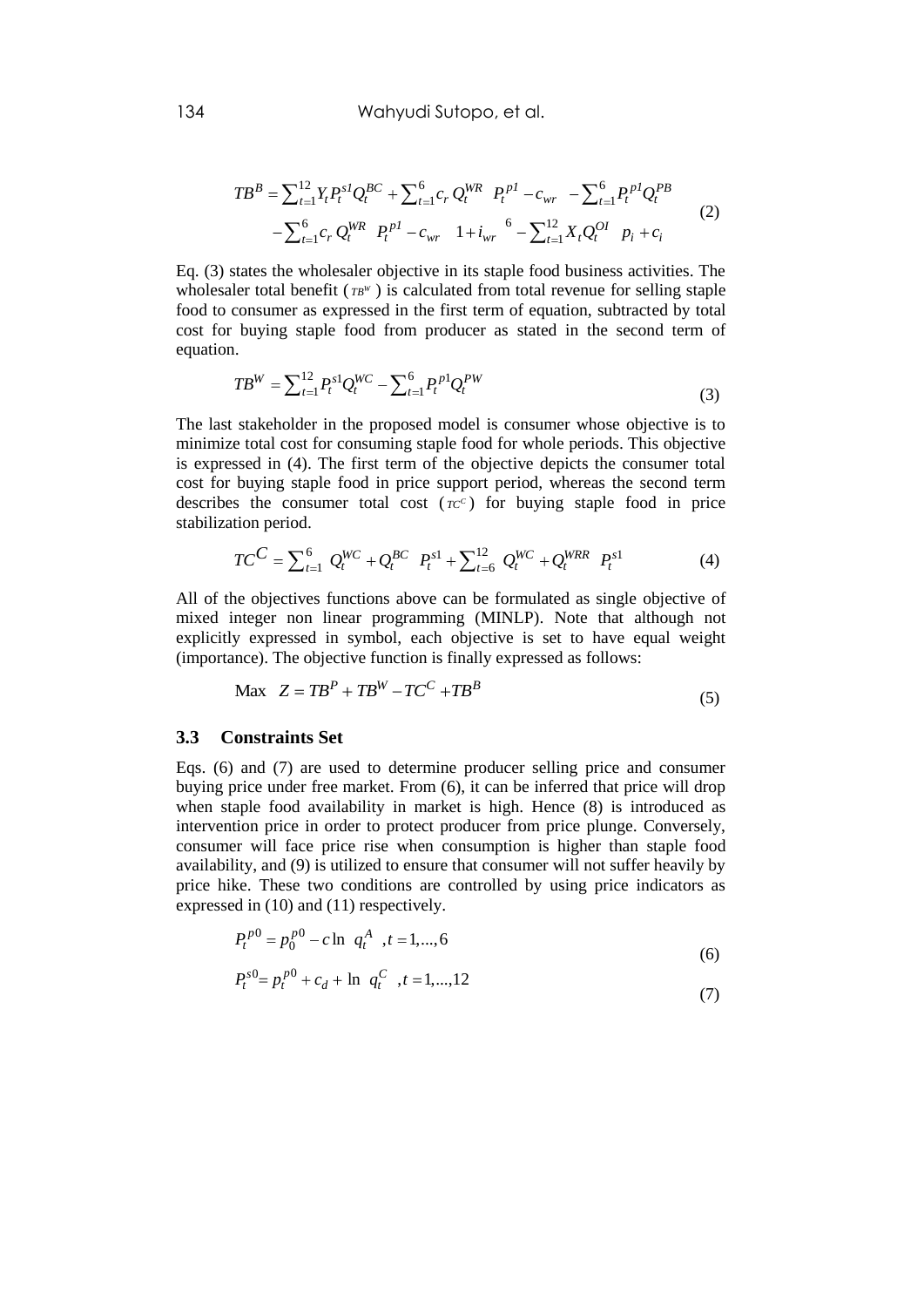$$TB^B = \sum_{t=1}^{12} Y_t P_t^{s1} Q_t^{BC} + \sum_{t=1}^{6} c_r Q_t^{WR} \left( P_t^{p1} - c_{wr} \right) - \sum_{t=1}^{6} P_t^{p1} Q_t^{PB}$$
$$- \sum_{t=1}^{6} c_r Q_t^{WR} \left( P_t^{p1} - c_{wr} \right) \left( 1 + i_{wr} \right)^{6} - \sum_{t=1}^{12} X_t Q_t^{OI} \left( p_i + c_i \right) \tag{2}$$

Eq. (3) states the wholesaler objective in its staple food business activities. The wholesaler total benefit ($TB^W$) is calculated from total revenue for selling staple food to consumer as expressed in the first term of equation, subtracted by total cost for buying staple food from producer as stated in the second term of equation.

$$TB^W = \sum_{t=1}^{12} P_t^{s1} Q_t^{WC} - \sum_{t=1}^{6} P_t^{p1} Q_t^{PW} \tag{3}$$

The last stakeholder in the proposed model is consumer whose objective is to minimize total cost for consuming staple food for whole periods. This objective is expressed in (4). The first term of the objective depicts the consumer total cost for buying staple food in price support period, whereas the second term describes the consumer total cost ($TC^C$) for buying staple food in price stabilization period.

$$TC^C = \sum_{t=1}^{6} \left( Q_t^{WC} + Q_t^{BC} \right) P_t^{s1} + \sum_{t=6}^{12} \left( Q_t^{WC} + Q_t^{WRR} \right) P_t^{s1} \tag{4}$$

All of the objectives functions above can be formulated as single objective of mixed integer non linear programming (MINLP). Note that although not explicitly expressed in symbol, each objective is set to have equal weight (importance). The objective function is finally expressed as follows:

$$\text{Max} \quad Z = TB^P + TB^W - TC^C + TB^B \tag{5}$$

### 3.3 Constraints Set

Eqs. (6) and (7) are used to determine producer selling price and consumer buying price under free market. From (6), it can be inferred that price will drop when staple food availability in market is high. Hence (8) is introduced as intervention price in order to protect producer from price plunge. Conversely, consumer will face price rise when consumption is higher than staple food availability, and (9) is utilized to ensure that consumer will not suffer heavily by price hike. These two conditions are controlled by using price indicators as expressed in (10) and (11) respectively.

$$P_t^{p0} = p_0^{p0} - c \ln \left( q_t^A \right), t = 1, ..., 6 \tag{6}$$

$$P_t^{s0} = p_t^{p0} + c_d + \ln \left( q_t^C \right), t = 1, ..., 12 \tag{7}$$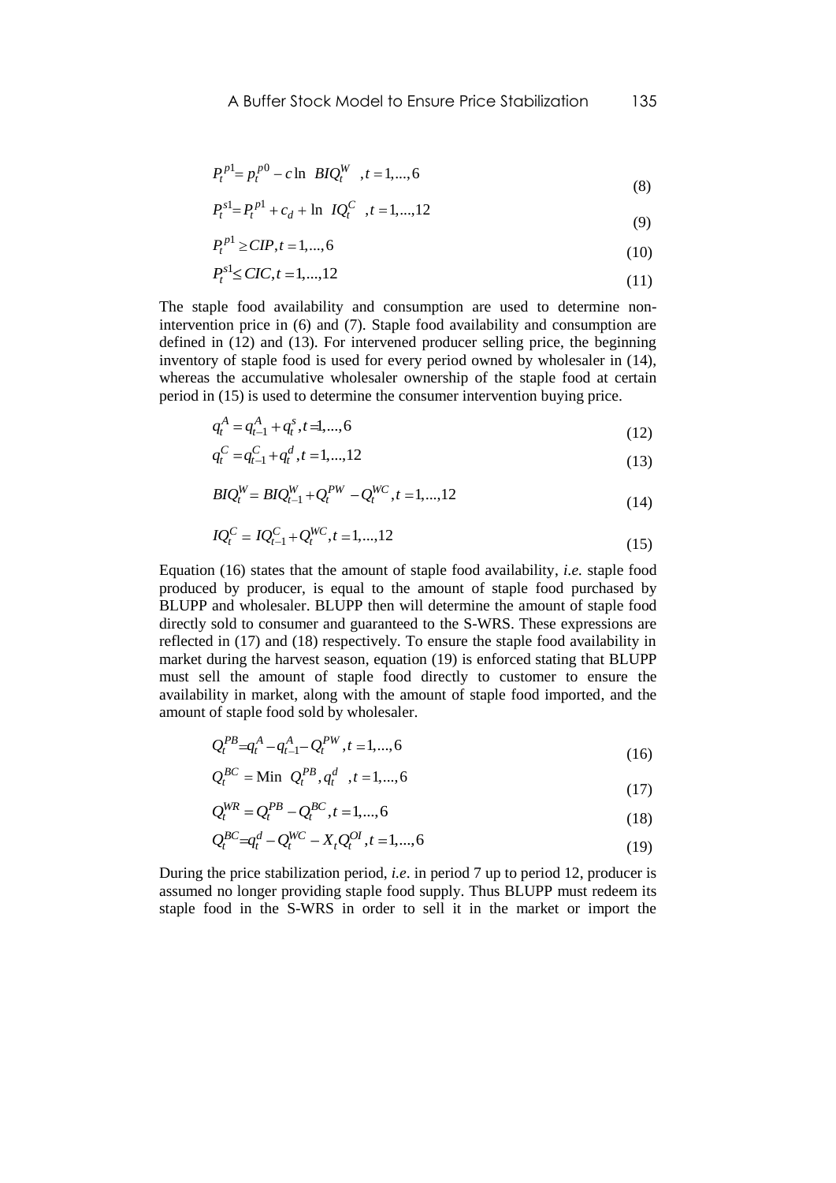$$P_t^{p1} = p_t^{p0} - c \ln\ BIQ_t^W \quad, t = 1,...,6 \tag{8}$$

$$P_t^{s1} = P_t^{p1} + c_d + \ln\ IQ_t^C \quad, t = 1,...,12 \tag{9}$$

$$P_t^{p1} \geq CIP, t = 1,...,6 \tag{10}$$

$$P_t^{s1} \leq CIC, t = 1,...,12 \tag{11}$$

The staple food availability and consumption are used to determine non-intervention price in (6) and (7). Staple food availability and consumption are defined in (12) and (13). For intervened producer selling price, the beginning inventory of staple food is used for every period owned by wholesaler in (14), whereas the accumulative wholesaler ownership of the staple food at certain period in (15) is used to determine the consumer intervention buying price.

$$q_t^A = q_{t-1}^A + q_t^s, t = 1,...,6 \tag{12}$$

$$q_t^C = q_{t-1}^C + q_t^d, t = 1,...,12 \tag{13}$$

$$BIQ_t^W = BIQ_{t-1}^W + Q_t^{PW} - Q_t^{WC}, t = 1,...,12 \tag{14}$$

$$IQ_t^C = IQ_{t-1}^C + Q_t^{WC}, t = 1,...,12 \tag{15}$$

Equation (16) states that the amount of staple food availability, *i.e.* staple food produced by producer, is equal to the amount of staple food purchased by BLUPP and wholesaler. BLUPP then will determine the amount of staple food directly sold to consumer and guaranteed to the S-WRS. These expressions are reflected in (17) and (18) respectively. To ensure the staple food availability in market during the harvest season, equation (19) is enforced stating that BLUPP must sell the amount of staple food directly to customer to ensure the availability in market, along with the amount of staple food imported, and the amount of staple food sold by wholesaler.

$$Q_t^{PB} = q_t^A - q_{t-1}^A - Q_t^{PW}, t = 1,...,6 \tag{16}$$

$$Q_t^{BC} = \text{Min}\ \ Q_t^{PB}, q_t^d \quad, t = 1,...,6 \tag{17}$$

$$Q_t^{WR} = Q_t^{PB} - Q_t^{BC}, t = 1,...,6 \tag{18}$$

$$Q_t^{BC} = q_t^d - Q_t^{WC} - X_t Q_t^{OI}, t = 1,...,6 \tag{19}$$

During the price stabilization period, *i.e*. in period 7 up to period 12, producer is assumed no longer providing staple food supply. Thus BLUPP must redeem its staple food in the S-WRS in order to sell it in the market or import the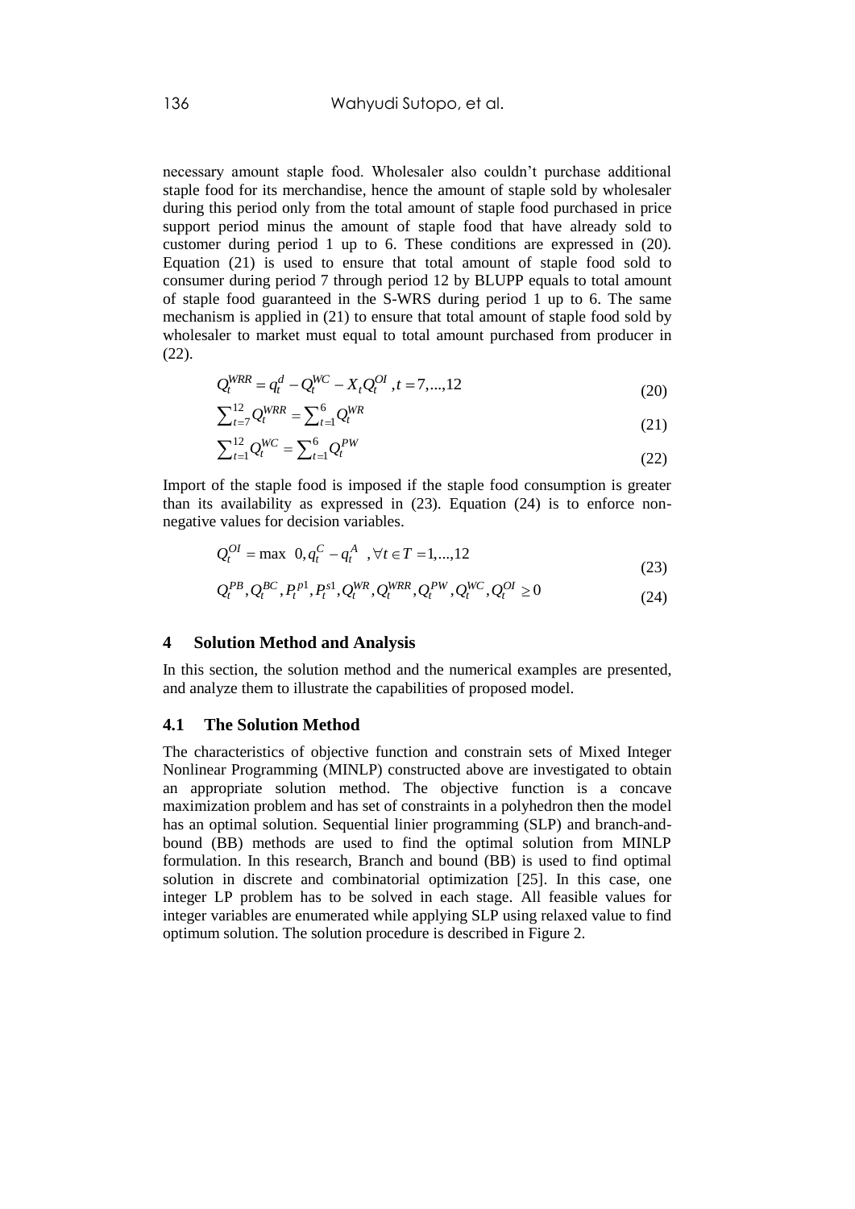necessary amount staple food. Wholesaler also couldn't purchase additional staple food for its merchandise, hence the amount of staple sold by wholesaler during this period only from the total amount of staple food purchased in price support period minus the amount of staple food that have already sold to customer during period 1 up to 6. These conditions are expressed in (20). Equation (21) is used to ensure that total amount of staple food sold to consumer during period 7 through period 12 by BLUPP equals to total amount of staple food guaranteed in the S-WRS during period 1 up to 6. The same mechanism is applied in (21) to ensure that total amount of staple food sold by wholesaler to market must equal to total amount purchased from producer in (22).

$$Q_t^{WRR} = q_t^d - Q_t^{WC} - X_t Q_t^{OI} \ , t = 7,...,12 \tag{20}$$

$$\sum_{t=7}^{12} Q_t^{WRR} = \sum_{t=1}^{6} Q_t^{WR} \tag{21}$$

$$\sum_{t=1}^{12} Q_t^{WC} = \sum_{t=1}^{6} Q_t^{PW} \tag{22}$$

Import of the staple food is imposed if the staple food consumption is greater than its availability as expressed in (23). Equation (24) is to enforce non-negative values for decision variables.

$$Q_t^{OI} = \max \ 0, q_t^C - q_t^A \ , \forall t \in T = 1,...,12 \tag{23}$$

$$Q_t^{PB}, Q_t^{BC}, P_t^{p1}, P_t^{s1}, Q_t^{WR}, Q_t^{WRR}, Q_t^{PW}, Q_t^{WC}, Q_t^{OI} \geq 0 \tag{24}$$

## 4 Solution Method and Analysis

In this section, the solution method and the numerical examples are presented, and analyze them to illustrate the capabilities of proposed model.

### 4.1 The Solution Method

The characteristics of objective function and constrain sets of Mixed Integer Nonlinear Programming (MINLP) constructed above are investigated to obtain an appropriate solution method. The objective function is a concave maximization problem and has set of constraints in a polyhedron then the model has an optimal solution. Sequential linier programming (SLP) and branch-and-bound (BB) methods are used to find the optimal solution from MINLP formulation. In this research, Branch and bound (BB) is used to find optimal solution in discrete and combinatorial optimization [25]. In this case, one integer LP problem has to be solved in each stage. All feasible values for integer variables are enumerated while applying SLP using relaxed value to find optimum solution. The solution procedure is described in Figure 2.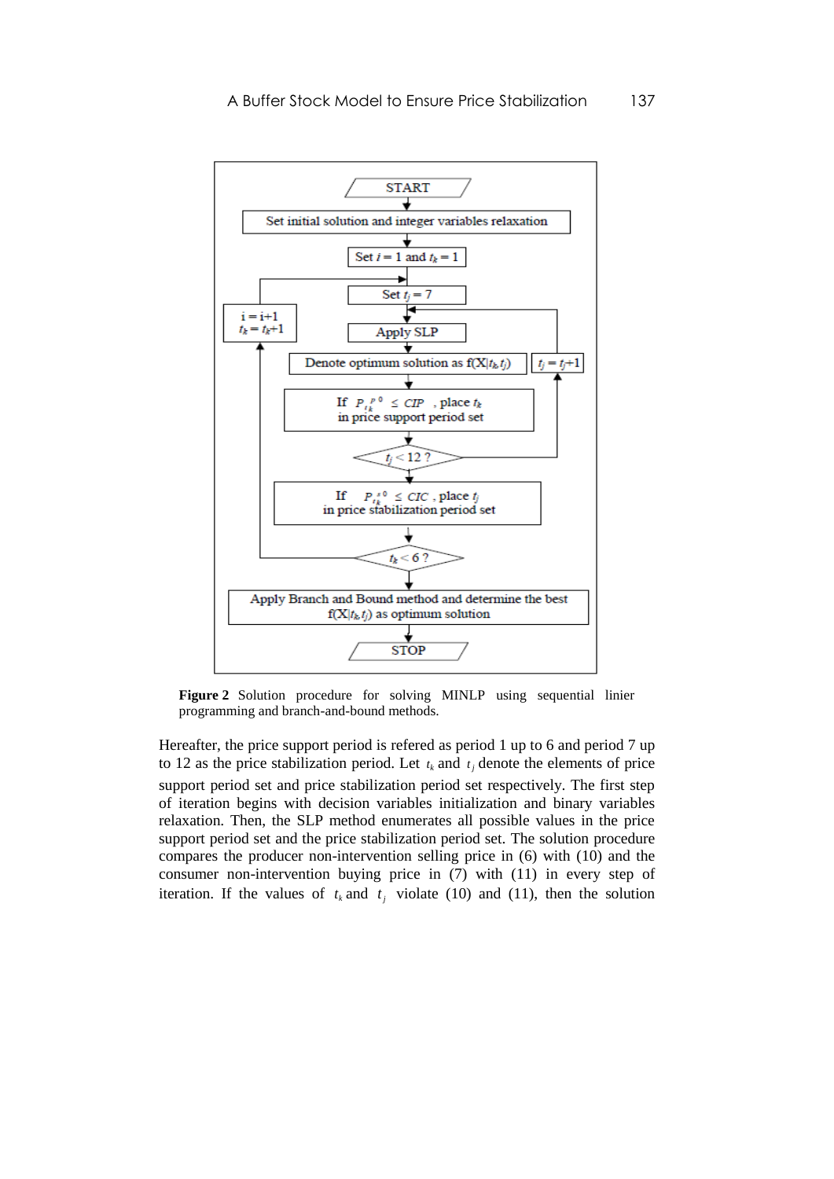```
START
  ↓
Set initial solution and integer variables relaxation
  ↓
Set i = 1 and t_k = 1
  ↓
Set t_j = 7                                   ← (i = i+1, t_k = t_k+1)
  ↓
Apply SLP                                     ← (t_j = t_j+1)
  ↓
Denote optimum solution as f(X|t_k,t_j)
  ↓
If P_{t_k}^{p0} ≤ CIP, place t_k in price support period set
  ↓
t_j < 12 ?   --yes--> t_j = t_j+1 → Apply SLP
  ↓
If P_{t_k}^{s0} ≤ CIC, place t_j in price stabilization period set
  ↓
t_k < 6 ?    --yes--> i = i+1, t_k = t_k+1 → Set t_j = 7
  ↓
Apply Branch and Bound method and determine the best f(X|t_k,t_j) as optimum solution
  ↓
STOP
```

**Figure 2** Solution procedure for solving MINLP using sequential linier programming and branch-and-bound methods.

Hereafter, the price support period is refered as period 1 up to 6 and period 7 up to 12 as the price stabilization period. Let $t_k$ and $t_j$ denote the elements of price support period set and price stabilization period set respectively. The first step of iteration begins with decision variables initialization and binary variables relaxation. Then, the SLP method enumerates all possible values in the price support period set and the price stabilization period set. The solution procedure compares the producer non-intervention selling price in (6) with (10) and the consumer non-intervention buying price in (7) with (11) in every step of iteration. If the values of $t_k$ and $t_j$ violate (10) and (11), then the solution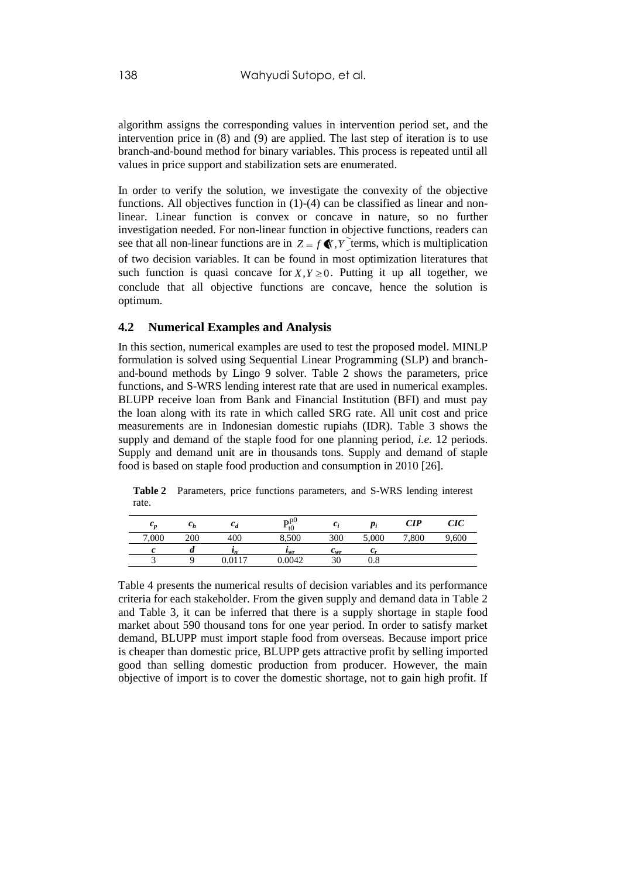algorithm assigns the corresponding values in intervention period set, and the intervention price in (8) and (9) are applied. The last step of iteration is to use branch-and-bound method for binary variables. This process is repeated until all values in price support and stabilization sets are enumerated.

In order to verify the solution, we investigate the convexity of the objective functions. All objectives function in (1)-(4) can be classified as linear and non-linear. Linear function is convex or concave in nature, so no further investigation needed. For non-linear function in objective functions, readers can see that all non-linear functions are in $Z = f(X, Y)$ terms, which is multiplication of two decision variables. It can be found in most optimization literatures that such function is quasi concave for $X, Y \geq 0$. Putting it up all together, we conclude that all objective functions are concave, hence the solution is optimum.

### 4.2 Numerical Examples and Analysis

In this section, numerical examples are used to test the proposed model. MINLP formulation is solved using Sequential Linear Programming (SLP) and branch-and-bound methods by Lingo 9 solver. Table 2 shows the parameters, price functions, and S-WRS lending interest rate that are used in numerical examples. BLUPP receive loan from Bank and Financial Institution (BFI) and must pay the loan along with its rate in which called SRG rate. All unit cost and price measurements are in Indonesian domestic rupiahs (IDR). Table 3 shows the supply and demand of the staple food for one planning period, *i.e.* 12 periods. Supply and demand unit are in thousands tons. Supply and demand of staple food is based on staple food production and consumption in 2010 [26].

**Table 2** Parameters, price functions parameters, and S-WRS lending interest rate.

| $c_p$ | $c_h$ | $c_d$ | $P_{t0}^{p0}$ | $c_i$ | $p_i$ | $CIP$ | $CIC$ |
|---|---|---|---|---|---|---|---|
| 7,000 | 200 | 400 | 8,500 | 300 | 5,000 | 7,800 | 9,600 |
| $c$ | $d$ | $i_n$ | $i_{wr}$ | $c_{wr}$ | $c_r$ | | |
| 3 | 9 | 0.0117 | 0.0042 | 30 | 0.8 | | |

Table 4 presents the numerical results of decision variables and its performance criteria for each stakeholder. From the given supply and demand data in Table 2 and Table 3, it can be inferred that there is a supply shortage in staple food market about 590 thousand tons for one year period. In order to satisfy market demand, BLUPP must import staple food from overseas. Because import price is cheaper than domestic price, BLUPP gets attractive profit by selling imported good than selling domestic production from producer. However, the main objective of import is to cover the domestic shortage, not to gain high profit. If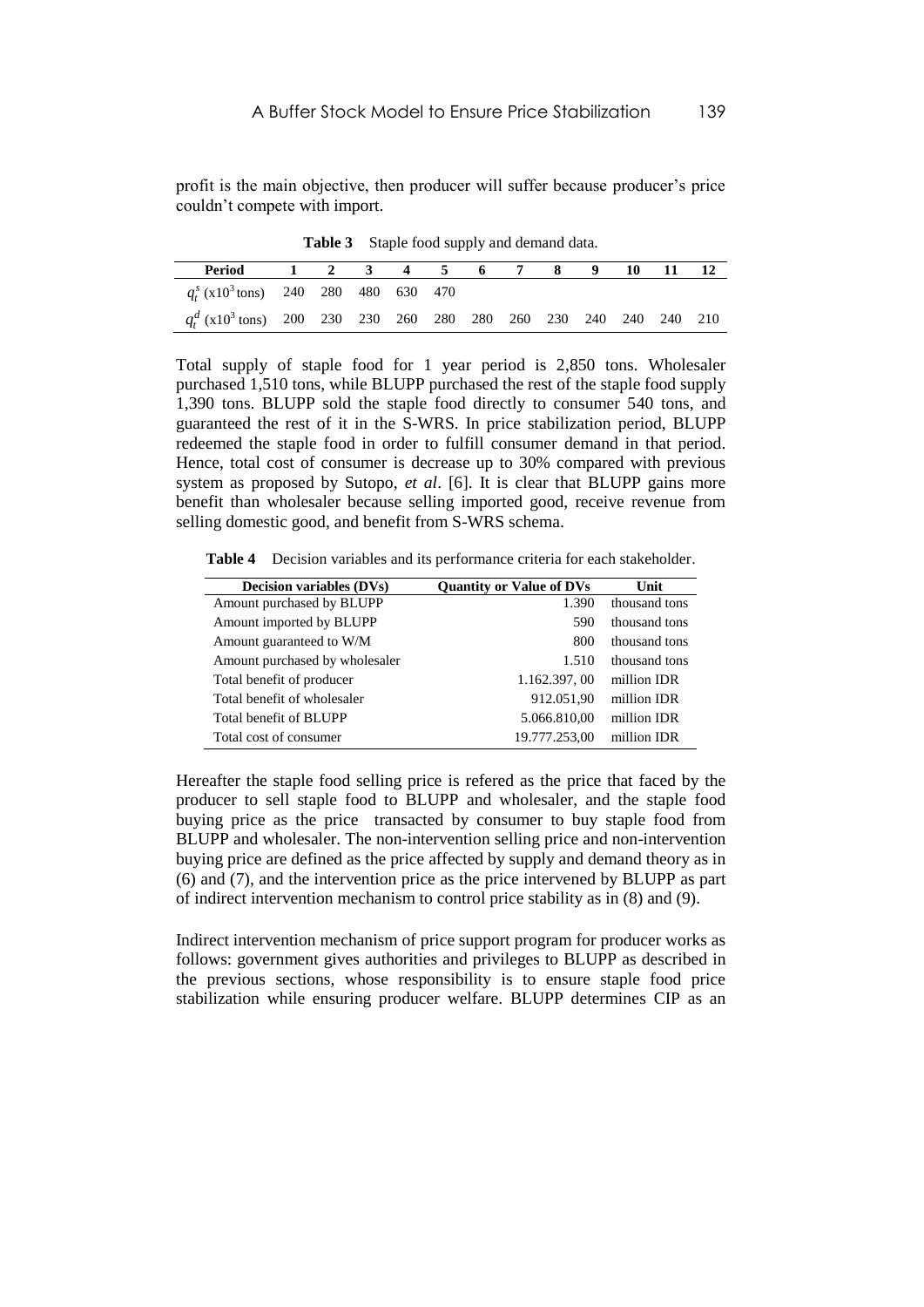profit is the main objective, then producer will suffer because producer's price couldn't compete with import.

**Table 3** Staple food supply and demand data.

| Period | 1 | 2 | 3 | 4 | 5 | 6 | 7 | 8 | 9 | 10 | 11 | 12 |
|---|---|---|---|---|---|---|---|---|---|---|---|---|
| $q_t^s$ (x$10^3$ tons) | 240 | 280 | 480 | 630 | 470 | | | | | | | |
| $q_t^d$ (x$10^3$ tons) | 200 | 230 | 230 | 260 | 280 | 280 | 260 | 230 | 240 | 240 | 240 | 210 |

Total supply of staple food for 1 year period is 2,850 tons. Wholesaler purchased 1,510 tons, while BLUPP purchased the rest of the staple food supply 1,390 tons. BLUPP sold the staple food directly to consumer 540 tons, and guaranteed the rest of it in the S-WRS. In price stabilization period, BLUPP redeemed the staple food in order to fulfill consumer demand in that period. Hence, total cost of consumer is decrease up to 30% compared with previous system as proposed by Sutopo, *et al*. [6]. It is clear that BLUPP gains more benefit than wholesaler because selling imported good, receive revenue from selling domestic good, and benefit from S-WRS schema.

**Table 4** Decision variables and its performance criteria for each stakeholder.

| Decision variables (DVs) | Quantity or Value of DVs | Unit |
|---|---|---|
| Amount purchased by BLUPP | 1.390 | thousand tons |
| Amount imported by BLUPP | 590 | thousand tons |
| Amount guaranteed to W/M | 800 | thousand tons |
| Amount purchased by wholesaler | 1.510 | thousand tons |
| Total benefit of producer | 1.162.397, 00 | million IDR |
| Total benefit of wholesaler | 912.051,90 | million IDR |
| Total benefit of BLUPP | 5.066.810,00 | million IDR |
| Total cost of consumer | 19.777.253,00 | million IDR |

Hereafter the staple food selling price is refered as the price that faced by the producer to sell staple food to BLUPP and wholesaler, and the staple food buying price as the price transacted by consumer to buy staple food from BLUPP and wholesaler. The non-intervention selling price and non-intervention buying price are defined as the price affected by supply and demand theory as in (6) and (7), and the intervention price as the price intervened by BLUPP as part of indirect intervention mechanism to control price stability as in (8) and (9).

Indirect intervention mechanism of price support program for producer works as follows: government gives authorities and privileges to BLUPP as described in the previous sections, whose responsibility is to ensure staple food price stabilization while ensuring producer welfare. BLUPP determines CIP as an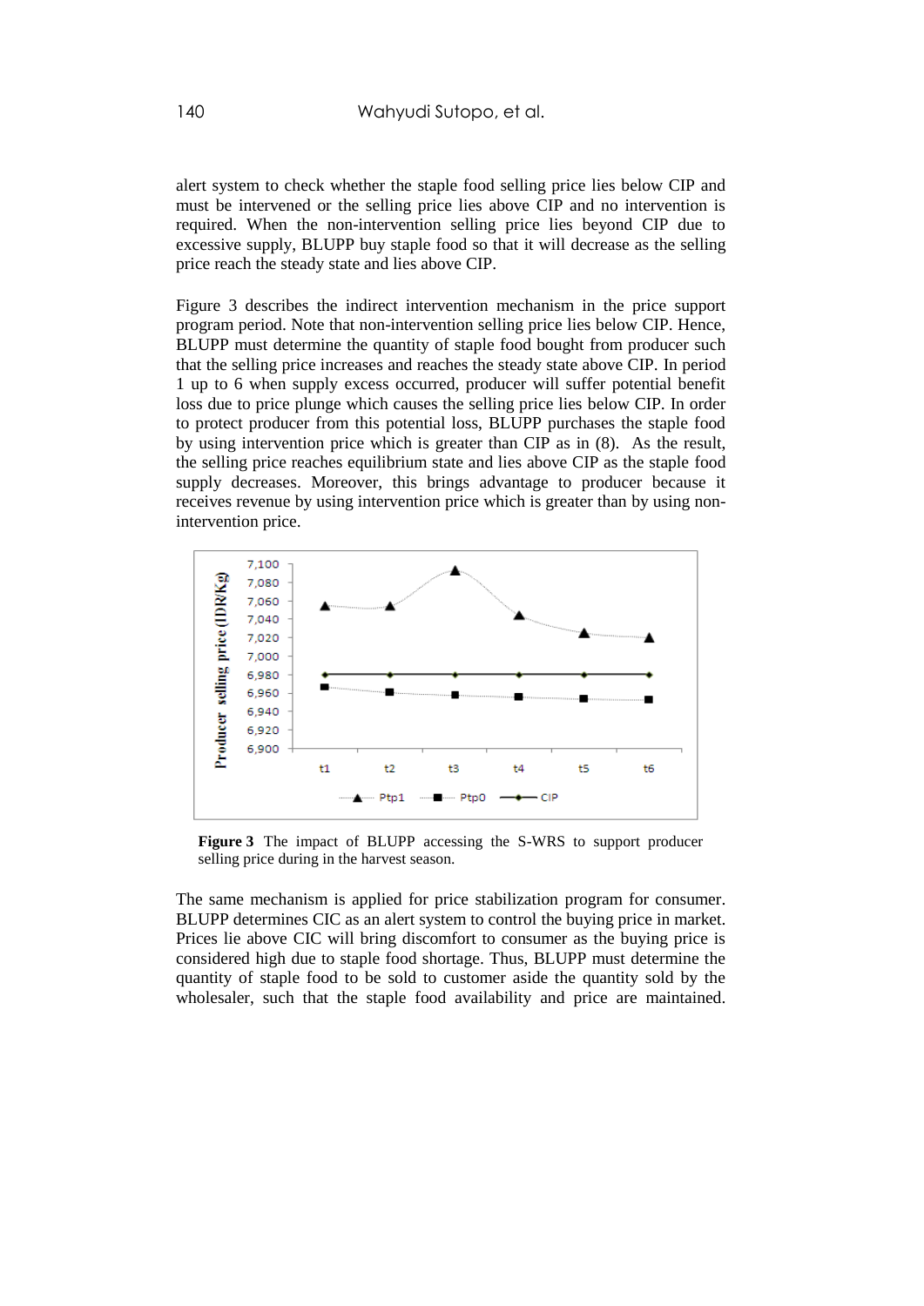alert system to check whether the staple food selling price lies below CIP and must be intervened or the selling price lies above CIP and no intervention is required. When the non-intervention selling price lies beyond CIP due to excessive supply, BLUPP buy staple food so that it will decrease as the selling price reach the steady state and lies above CIP.

Figure 3 describes the indirect intervention mechanism in the price support program period. Note that non-intervention selling price lies below CIP. Hence, BLUPP must determine the quantity of staple food bought from producer such that the selling price increases and reaches the steady state above CIP. In period 1 up to 6 when supply excess occurred, producer will suffer potential benefit loss due to price plunge which causes the selling price lies below CIP. In order to protect producer from this potential loss, BLUPP purchases the staple food by using intervention price which is greater than CIP as in (8). As the result, the selling price reaches equilibrium state and lies above CIP as the staple food supply decreases. Moreover, this brings advantage to producer because it receives revenue by using intervention price which is greater than by using non-intervention price.

**Figure 3** The impact of BLUPP accessing the S-WRS to support producer selling price during in the harvest season.

The same mechanism is applied for price stabilization program for consumer. BLUPP determines CIC as an alert system to control the buying price in market. Prices lie above CIC will bring discomfort to consumer as the buying price is considered high due to staple food shortage. Thus, BLUPP must determine the quantity of staple food to be sold to customer aside the quantity sold by the wholesaler, such that the staple food availability and price are maintained.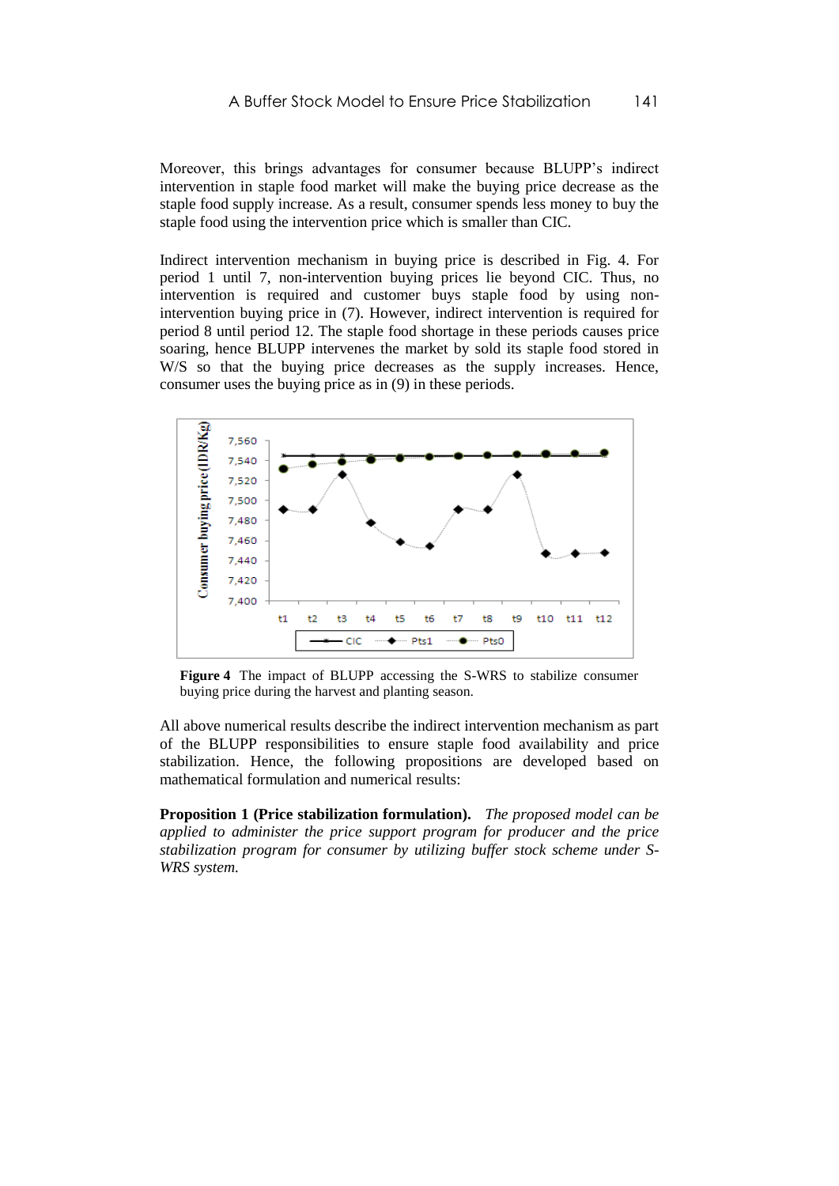Moreover, this brings advantages for consumer because BLUPP's indirect intervention in staple food market will make the buying price decrease as the staple food supply increase. As a result, consumer spends less money to buy the staple food using the intervention price which is smaller than CIC.

Indirect intervention mechanism in buying price is described in Fig. 4. For period 1 until 7, non-intervention buying prices lie beyond CIC. Thus, no intervention is required and customer buys staple food by using non-intervention buying price in (7). However, indirect intervention is required for period 8 until period 12. The staple food shortage in these periods causes price soaring, hence BLUPP intervenes the market by sold its staple food stored in W/S so that the buying price decreases as the supply increases. Hence, consumer uses the buying price as in (9) in these periods.

**Figure 4** The impact of BLUPP accessing the S-WRS to stabilize consumer buying price during the harvest and planting season.

All above numerical results describe the indirect intervention mechanism as part of the BLUPP responsibilities to ensure staple food availability and price stabilization. Hence, the following propositions are developed based on mathematical formulation and numerical results:

**Proposition 1 (Price stabilization formulation).** *The proposed model can be applied to administer the price support program for producer and the price stabilization program for consumer by utilizing buffer stock scheme under S-WRS system.*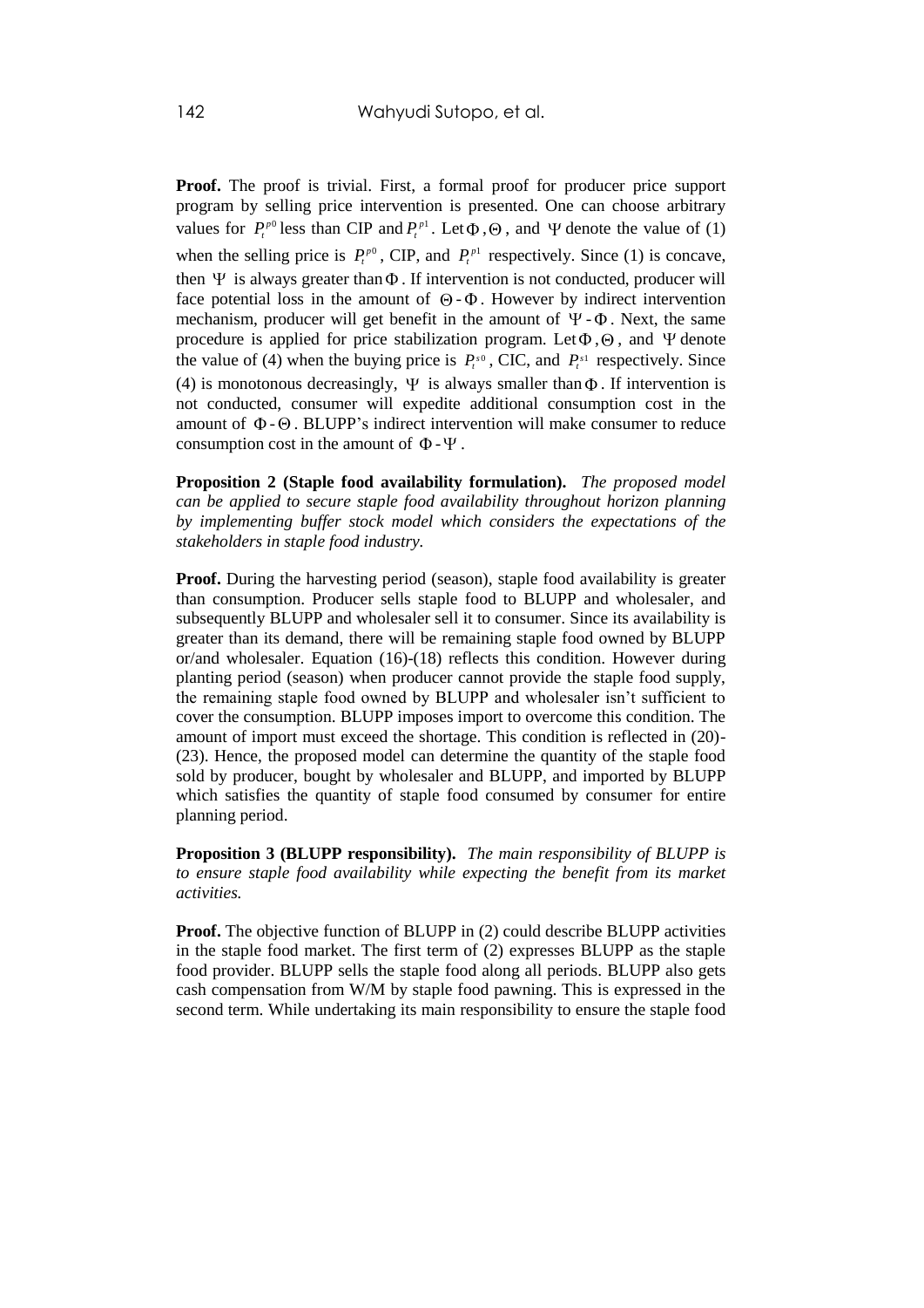**Proof.** The proof is trivial. First, a formal proof for producer price support program by selling price intervention is presented. One can choose arbitrary values for $P_t^{p0}$ less than CIP and $P_t^{p1}$. Let $\Phi$, $\Theta$, and $\Psi$ denote the value of (1) when the selling price is $P_t^{p0}$, CIP, and $P_t^{p1}$ respectively. Since (1) is concave, then $\Psi$ is always greater than $\Phi$. If intervention is not conducted, producer will face potential loss in the amount of $\Theta - \Phi$. However by indirect intervention mechanism, producer will get benefit in the amount of $\Psi - \Phi$. Next, the same procedure is applied for price stabilization program. Let $\Phi$, $\Theta$, and $\Psi$ denote the value of (4) when the buying price is $P_t^{s0}$, CIC, and $P_t^{s1}$ respectively. Since (4) is monotonous decreasingly, $\Psi$ is always smaller than $\Phi$. If intervention is not conducted, consumer will expedite additional consumption cost in the amount of $\Phi - \Theta$. BLUPP's indirect intervention will make consumer to reduce consumption cost in the amount of $\Phi - \Psi$.

**Proposition 2 (Staple food availability formulation).** *The proposed model can be applied to secure staple food availability throughout horizon planning by implementing buffer stock model which considers the expectations of the stakeholders in staple food industry.*

**Proof.** During the harvesting period (season), staple food availability is greater than consumption. Producer sells staple food to BLUPP and wholesaler, and subsequently BLUPP and wholesaler sell it to consumer. Since its availability is greater than its demand, there will be remaining staple food owned by BLUPP or/and wholesaler. Equation (16)-(18) reflects this condition. However during planting period (season) when producer cannot provide the staple food supply, the remaining staple food owned by BLUPP and wholesaler isn't sufficient to cover the consumption. BLUPP imposes import to overcome this condition. The amount of import must exceed the shortage. This condition is reflected in (20)-(23). Hence, the proposed model can determine the quantity of the staple food sold by producer, bought by wholesaler and BLUPP, and imported by BLUPP which satisfies the quantity of staple food consumed by consumer for entire planning period.

**Proposition 3 (BLUPP responsibility).** *The main responsibility of BLUPP is to ensure staple food availability while expecting the benefit from its market activities.*

**Proof.** The objective function of BLUPP in (2) could describe BLUPP activities in the staple food market. The first term of (2) expresses BLUPP as the staple food provider. BLUPP sells the staple food along all periods. BLUPP also gets cash compensation from W/M by staple food pawning. This is expressed in the second term. While undertaking its main responsibility to ensure the staple food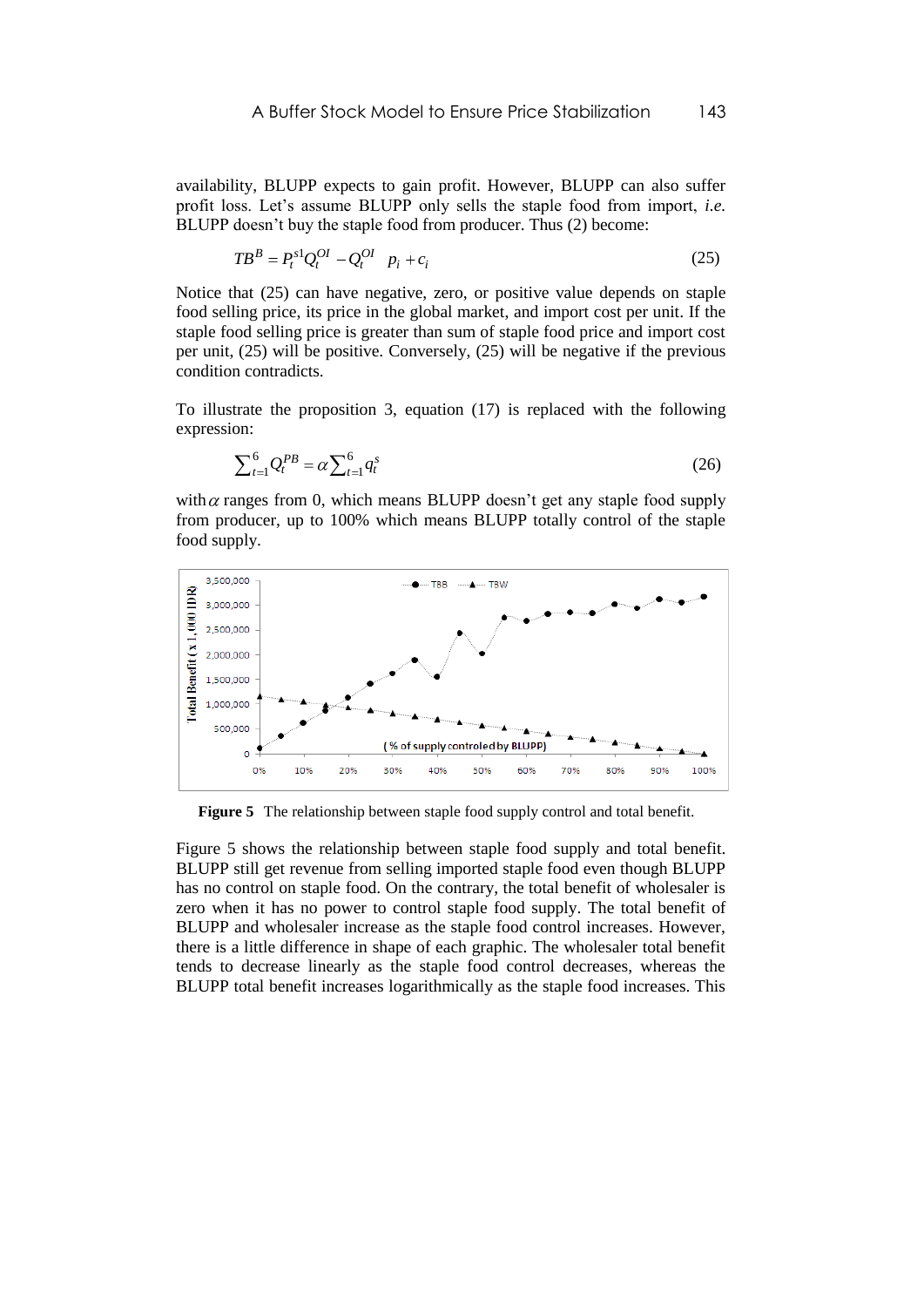availability, BLUPP expects to gain profit. However, BLUPP can also suffer profit loss. Let's assume BLUPP only sells the staple food from import, *i.e.* BLUPP doesn't buy the staple food from producer. Thus (2) become:

$$TB^B = P_t^{s1} Q_t^{OI} - Q_t^{OI} \quad p_i + c_i \tag{25}$$

Notice that (25) can have negative, zero, or positive value depends on staple food selling price, its price in the global market, and import cost per unit. If the staple food selling price is greater than sum of staple food price and import cost per unit, (25) will be positive. Conversely, (25) will be negative if the previous condition contradicts.

To illustrate the proposition 3, equation (17) is replaced with the following expression:

$$\sum_{t=1}^{6} Q_t^{PB} = \alpha \sum_{t=1}^{6} q_t^s \tag{26}$$

with $\alpha$ ranges from 0, which means BLUPP doesn't get any staple food supply from producer, up to 100% which means BLUPP totally control of the staple food supply.

**Figure 5** The relationship between staple food supply control and total benefit.

Figure 5 shows the relationship between staple food supply and total benefit. BLUPP still get revenue from selling imported staple food even though BLUPP has no control on staple food. On the contrary, the total benefit of wholesaler is zero when it has no power to control staple food supply. The total benefit of BLUPP and wholesaler increase as the staple food control increases. However, there is a little difference in shape of each graphic. The wholesaler total benefit tends to decrease linearly as the staple food control decreases, whereas the BLUPP total benefit increases logarithmically as the staple food increases. This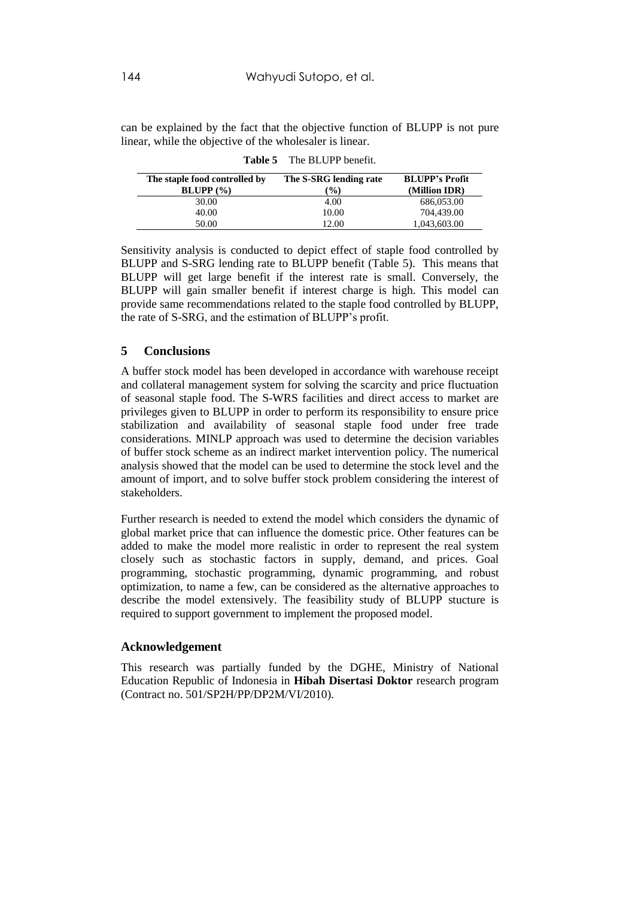can be explained by the fact that the objective function of BLUPP is not pure linear, while the objective of the wholesaler is linear.

**Table 5** The BLUPP benefit.

| The staple food controlled by BLUPP (%) | The S-SRG lending rate (%) | BLUPP's Profit (Million IDR) |
|---|---|---|
| 30.00 | 4.00 | 686,053.00 |
| 40.00 | 10.00 | 704,439.00 |
| 50.00 | 12.00 | 1,043,603.00 |

Sensitivity analysis is conducted to depict effect of staple food controlled by BLUPP and S-SRG lending rate to BLUPP benefit (Table 5). This means that BLUPP will get large benefit if the interest rate is small. Conversely, the BLUPP will gain smaller benefit if interest charge is high. This model can provide same recommendations related to the staple food controlled by BLUPP, the rate of S-SRG, and the estimation of BLUPP's profit.

## 5 Conclusions

A buffer stock model has been developed in accordance with warehouse receipt and collateral management system for solving the scarcity and price fluctuation of seasonal staple food. The S-WRS facilities and direct access to market are privileges given to BLUPP in order to perform its responsibility to ensure price stabilization and availability of seasonal staple food under free trade considerations. MINLP approach was used to determine the decision variables of buffer stock scheme as an indirect market intervention policy. The numerical analysis showed that the model can be used to determine the stock level and the amount of import, and to solve buffer stock problem considering the interest of stakeholders.

Further research is needed to extend the model which considers the dynamic of global market price that can influence the domestic price. Other features can be added to make the model more realistic in order to represent the real system closely such as stochastic factors in supply, demand, and prices. Goal programming, stochastic programming, dynamic programming, and robust optimization, to name a few, can be considered as the alternative approaches to describe the model extensively. The feasibility study of BLUPP stucture is required to support government to implement the proposed model.

### Acknowledgement

This research was partially funded by the DGHE, Ministry of National Education Republic of Indonesia in **Hibah Disertasi Doktor** research program (Contract no. 501/SP2H/PP/DP2M/VI/2010).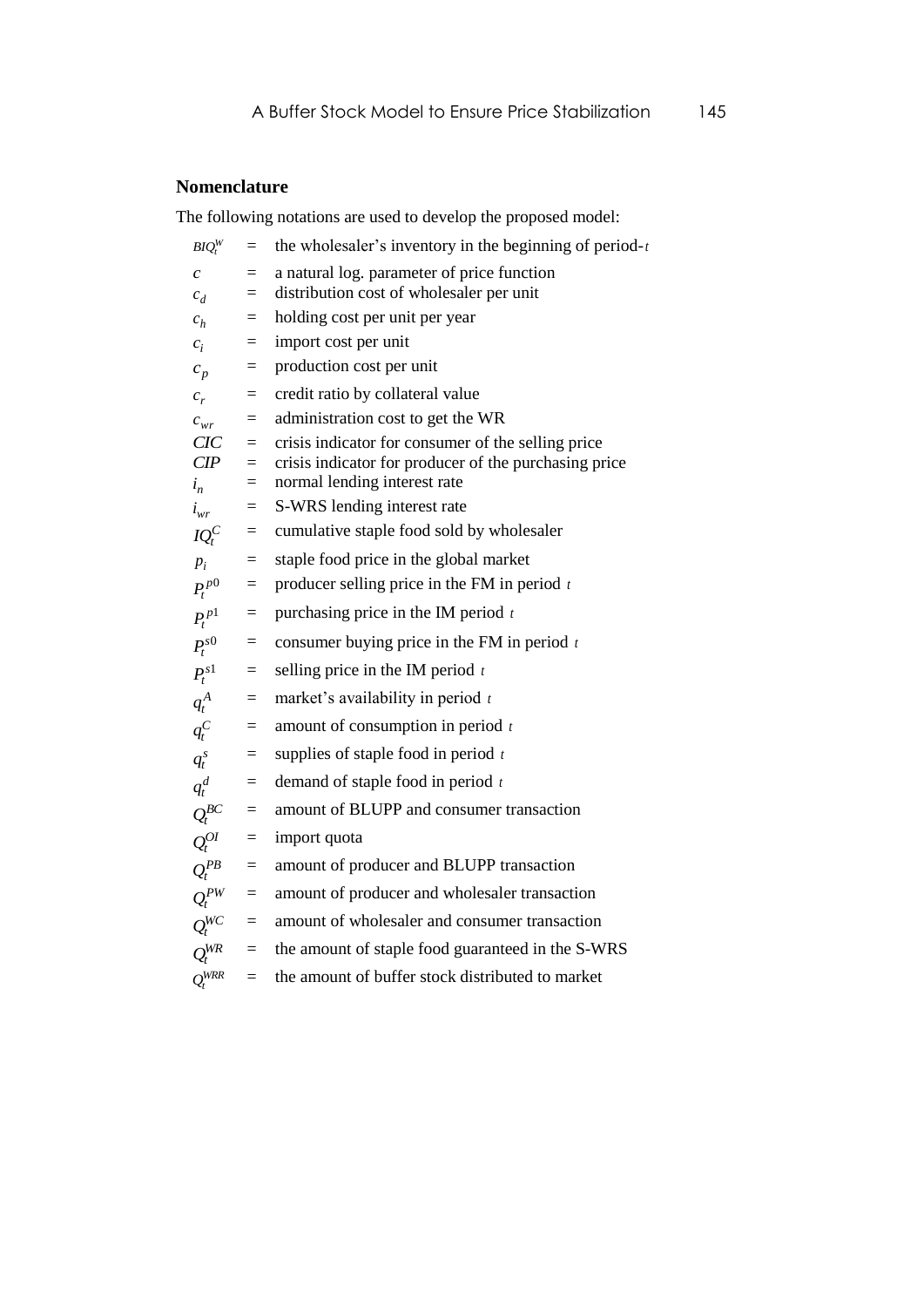## Nomenclature

The following notations are used to develop the proposed model:

| | | |
|---|---|---|
| $BIQ_t^W$ | = | the wholesaler's inventory in the beginning of period-$t$ |
| $c$ | = | a natural log. parameter of price function |
| $c_d$ | = | distribution cost of wholesaler per unit |
| $c_h$ | = | holding cost per unit per year |
| $c_i$ | = | import cost per unit |
| $c_p$ | = | production cost per unit |
| $c_r$ | = | credit ratio by collateral value |
| $c_{wr}$ | = | administration cost to get the WR |
| $CIC$ | = | crisis indicator for consumer of the selling price |
| $CIP$ | = | crisis indicator for producer of the purchasing price |
| $i_n$ | = | normal lending interest rate |
| $i_{wr}$ | = | S-WRS lending interest rate |
| $IQ_t^C$ | = | cumulative staple food sold by wholesaler |
| $p_i$ | = | staple food price in the global market |
| $P_t^{p0}$ | = | producer selling price in the FM in period $t$ |
| $P_t^{p1}$ | = | purchasing price in the IM period $t$ |
| $P_t^{s0}$ | = | consumer buying price in the FM in period $t$ |
| $P_t^{s1}$ | = | selling price in the IM period $t$ |
| $q_t^A$ | = | market's availability in period $t$ |
| $q_t^C$ | = | amount of consumption in period $t$ |
| $q_t^s$ | = | supplies of staple food in period $t$ |
| $q_t^d$ | = | demand of staple food in period $t$ |
| $Q_t^{BC}$ | = | amount of BLUPP and consumer transaction |
| $Q_t^{OI}$ | = | import quota |
| $Q_t^{PB}$ | = | amount of producer and BLUPP transaction |
| $Q_t^{PW}$ | = | amount of producer and wholesaler transaction |
| $Q_t^{WC}$ | = | amount of wholesaler and consumer transaction |
| $Q_t^{WR}$ | = | the amount of staple food guaranteed in the S-WRS |
| $Q_t^{WRR}$ | = | the amount of buffer stock distributed to market |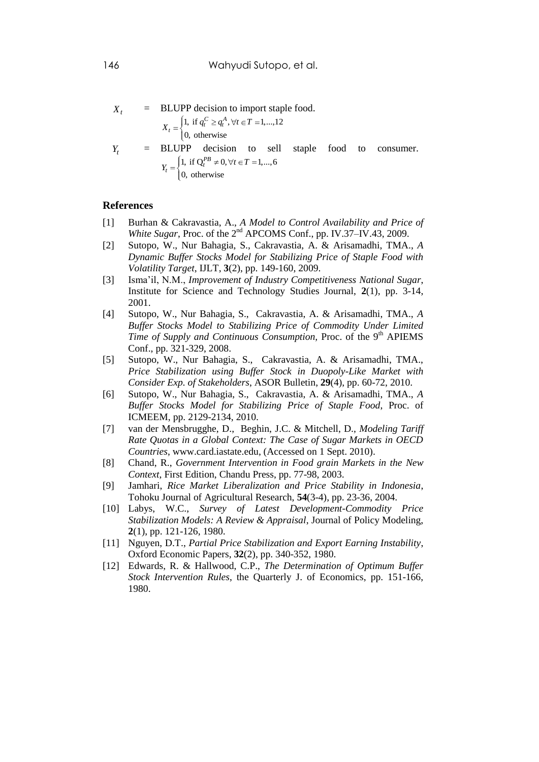$X_t$ = BLUPP decision to import staple food.

$$X_t = \begin{cases} 1, \text{ if } q_t^C \geq q_t^A, \forall t \in T = 1,...,12 \\ 0, \text{ otherwise} \end{cases}$$

$Y_t$ = BLUPP decision to sell staple food to consumer.

$$Y_t = \begin{cases} 1, \text{ if } Q_t^{PB} \neq 0, \forall t \in T = 1,...,6 \\ 0, \text{ otherwise} \end{cases}$$

## References

[1] Burhan & Cakravastia, A., *A Model to Control Availability and Price of White Sugar*, Proc. of the 2nd APCOMS Conf., pp. IV.37–IV.43, 2009.

[2] Sutopo, W., Nur Bahagia, S., Cakravastia, A. & Arisamadhi, TMA., *A Dynamic Buffer Stocks Model for Stabilizing Price of Staple Food with Volatility Target*, IJLT, **3**(2), pp. 149-160, 2009.

[3] Isma'il, N.M., *Improvement of Industry Competitiveness National Sugar*, Institute for Science and Technology Studies Journal, **2**(1), pp. 3-14, 2001.

[4] Sutopo, W., Nur Bahagia, S., Cakravastia, A. & Arisamadhi, TMA., *A Buffer Stocks Model to Stabilizing Price of Commodity Under Limited Time of Supply and Continuous Consumption,* Proc. of the 9th APIEMS Conf., pp. 321-329, 2008.

[5] Sutopo, W., Nur Bahagia, S., Cakravastia, A. & Arisamadhi, TMA., *Price Stabilization using Buffer Stock in Duopoly-Like Market with Consider Exp. of Stakeholders*, ASOR Bulletin, **29**(4), pp. 60-72, 2010.

[6] Sutopo, W., Nur Bahagia, S., Cakravastia, A. & Arisamadhi, TMA., *A Buffer Stocks Model for Stabilizing Price of Staple Food*, Proc. of ICMEEM, pp. 2129-2134, 2010.

[7] van der Mensbrugghe, D., Beghin, J.C. & Mitchell, D., *Modeling Tariff Rate Quotas in a Global Context: The Case of Sugar Markets in OECD Countries*, www.card.iastate.edu, (Accessed on 1 Sept. 2010).

[8] Chand, R., *Government Intervention in Food grain Markets in the New Context*, First Edition, Chandu Press, pp. 77-98, 2003.

[9] Jamhari, *Rice Market Liberalization and Price Stability in Indonesia*, Tohoku Journal of Agricultural Research, **54**(3-4), pp. 23-36, 2004.

[10] Labys, W.C., *Survey of Latest Development-Commodity Price Stabilization Models: A Review & Appraisal*, Journal of Policy Modeling, **2**(1), pp. 121-126, 1980.

[11] Nguyen, D.T., *Partial Price Stabilization and Export Earning Instability*, Oxford Economic Papers, **32**(2), pp. 340-352, 1980.

[12] Edwards, R. & Hallwood, C.P., *The Determination of Optimum Buffer Stock Intervention Rules*, the Quarterly J. of Economics, pp. 151-166, 1980.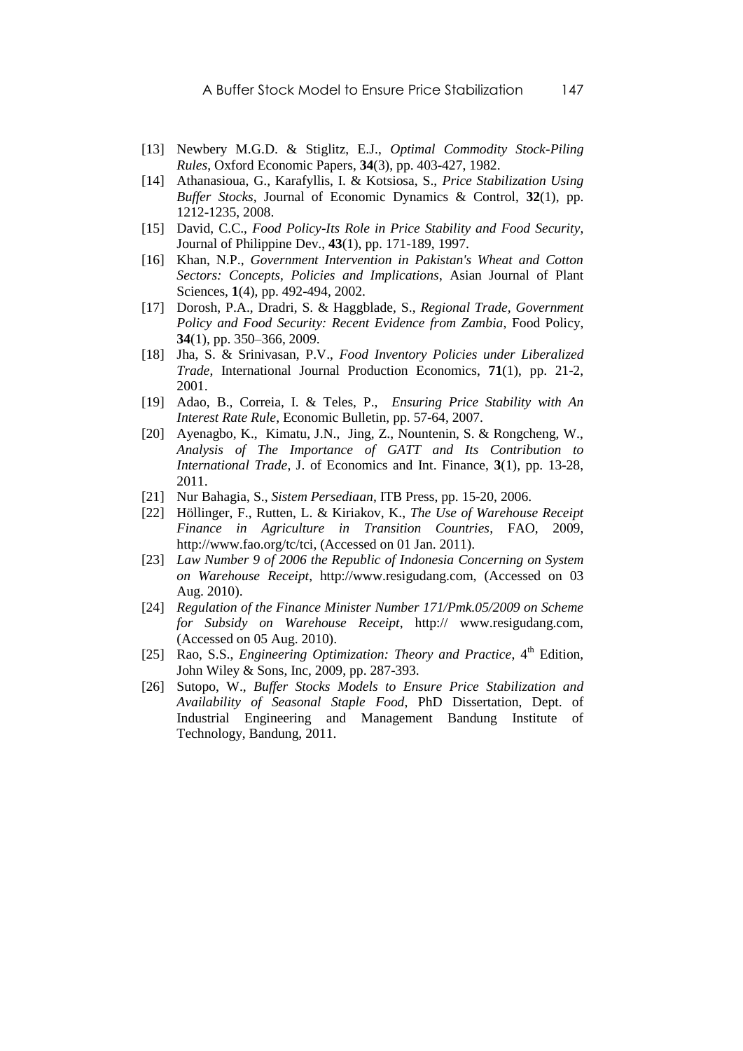[13] Newbery M.G.D. & Stiglitz, E.J., *Optimal Commodity Stock-Piling Rules*, Oxford Economic Papers, **34**(3), pp. 403-427, 1982.

[14] Athanasioua, G., Karafyllis, I. & Kotsiosa, S., *Price Stabilization Using Buffer Stocks*, Journal of Economic Dynamics & Control, **32**(1), pp. 1212-1235, 2008.

[15] David, C.C., *Food Policy-Its Role in Price Stability and Food Security*, Journal of Philippine Dev., **43**(1), pp. 171-189, 1997.

[16] Khan, N.P., *Government Intervention in Pakistan's Wheat and Cotton Sectors: Concepts, Policies and Implications*, Asian Journal of Plant Sciences, **1**(4), pp. 492-494, 2002.

[17] Dorosh, P.A., Dradri, S. & Haggblade, S., *Regional Trade, Government Policy and Food Security: Recent Evidence from Zambia*, Food Policy, **34**(1), pp. 350–366, 2009.

[18] Jha, S. & Srinivasan, P.V., *Food Inventory Policies under Liberalized Trade*, International Journal Production Economics, **71**(1), pp. 21-2, 2001.

[19] Adao, B., Correia, I. & Teles, P., *Ensuring Price Stability with An Interest Rate Rule*, Economic Bulletin, pp. 57-64, 2007.

[20] Ayenagbo, K., Kimatu, J.N., Jing, Z., Nountenin, S. & Rongcheng, W., *Analysis of The Importance of GATT and Its Contribution to International Trade*, J. of Economics and Int. Finance, **3**(1), pp. 13-28, 2011.

[21] Nur Bahagia, S., *Sistem Persediaan*, ITB Press, pp. 15-20, 2006.

[22] Höllinger, F., Rutten, L. & Kiriakov, K., *The Use of Warehouse Receipt Finance in Agriculture in Transition Countries*, FAO, 2009, http://www.fao.org/tc/tci, (Accessed on 01 Jan. 2011).

[23] *Law Number 9 of 2006 the Republic of Indonesia Concerning on System on Warehouse Receipt*, http://www.resigudang.com, (Accessed on 03 Aug. 2010).

[24] *Regulation of the Finance Minister Number 171/Pmk.05/2009 on Scheme for Subsidy on Warehouse Receipt*, http:// www.resigudang.com, (Accessed on 05 Aug. 2010).

[25] Rao, S.S., *Engineering Optimization: Theory and Practice*, 4th Edition, John Wiley & Sons, Inc, 2009, pp. 287-393.

[26] Sutopo, W., *Buffer Stocks Models to Ensure Price Stabilization and Availability of Seasonal Staple Food*, PhD Dissertation, Dept. of Industrial Engineering and Management Bandung Institute of Technology, Bandung, 2011.